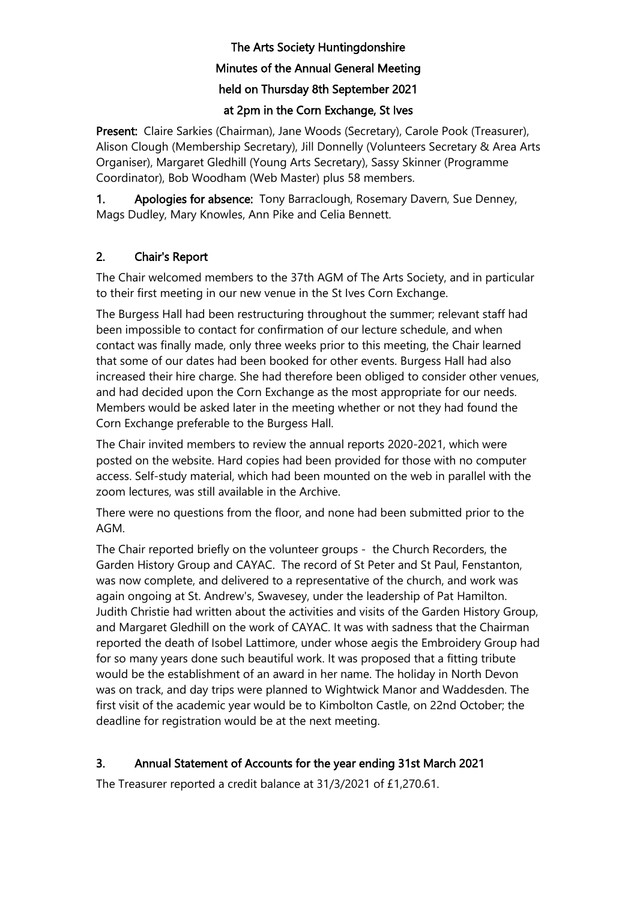# The Arts Society Huntingdonshire

## Minutes of the Annual General Meeting

## held on Thursday 8th September 2021

## at 2pm in the Corn Exchange, St Ives

**Present:** Claire Sarkies (Chairman), Jane Woods (Secretary), Carole Pook (Treasurer), Alison Clough (Membership Secretary), Jill Donnelly (Volunteers Secretary & Area Arts Organiser), Margaret Gledhill (Young Arts Secretary), Sassy Skinner (Programme Coordinator), Bob Woodham (Web Master) plus 58 members.

**1. Apologies for absence:** Tony Barraclough, Rosemary Davern, Sue Denney, Mags Dudley, Mary Knowles, Ann Pike and Celia Bennett.

### 2. Chair's Report

The Chair welcomed members to the 37th AGM of The Arts Society, and in particular to their first meeting in our new venue in the St Ives Corn Exchange.

The Burgess Hall had been restructuring throughout the summer; relevant staff had been impossible to contact for confirmation of our lecture schedule, and when contact was finally made, only three weeks prior to this meeting, the Chair learned that some of our dates had been booked for other events. Burgess Hall had also increased their hire charge. She had therefore been obliged to consider other venues, and had decided upon the Corn Exchange as the most appropriate for our needs. Members would be asked later in the meeting whether or not they had found the Corn Exchange preferable to the Burgess Hall.

The Chair invited members to review the annual reports 2020-2021, which were posted on the website. Hard copies had been provided for those with no computer access. Self-study material, which had been mounted on the web in parallel with the zoom lectures, was still available in the Archive.

There were no questions from the floor, and none had been submitted prior to the AGM.

The Chair reported briefly on the volunteer groups - the Church Recorders, the Garden History Group and CAYAC. The record of St Peter and St Paul, Fenstanton, was now complete, and delivered to a representative of the church, and work was again ongoing at St. Andrew's, Swavesey, under the leadership of Pat Hamilton. Judith Christie had written about the activities and visits of the Garden History Group, and Margaret Gledhill on the work of CAYAC. It was with sadness that the Chairman reported the death of Isobel Lattimore, under whose aegis the Embroidery Group had for so many years done such beautiful work. It was proposed that a fitting tribute would be the establishment of an award in her name. The holiday in North Devon was on track, and day trips were planned to Wightwick Manor and Waddesden. The first visit of the academic year would be to Kimbolton Castle, on 22nd October; the deadline for registration would be at the next meeting.

### 3. Annual Statement of Accounts for the year ending 31st March 2021

The Treasurer reported a credit balance at 31/3/2021 of £1,270.61.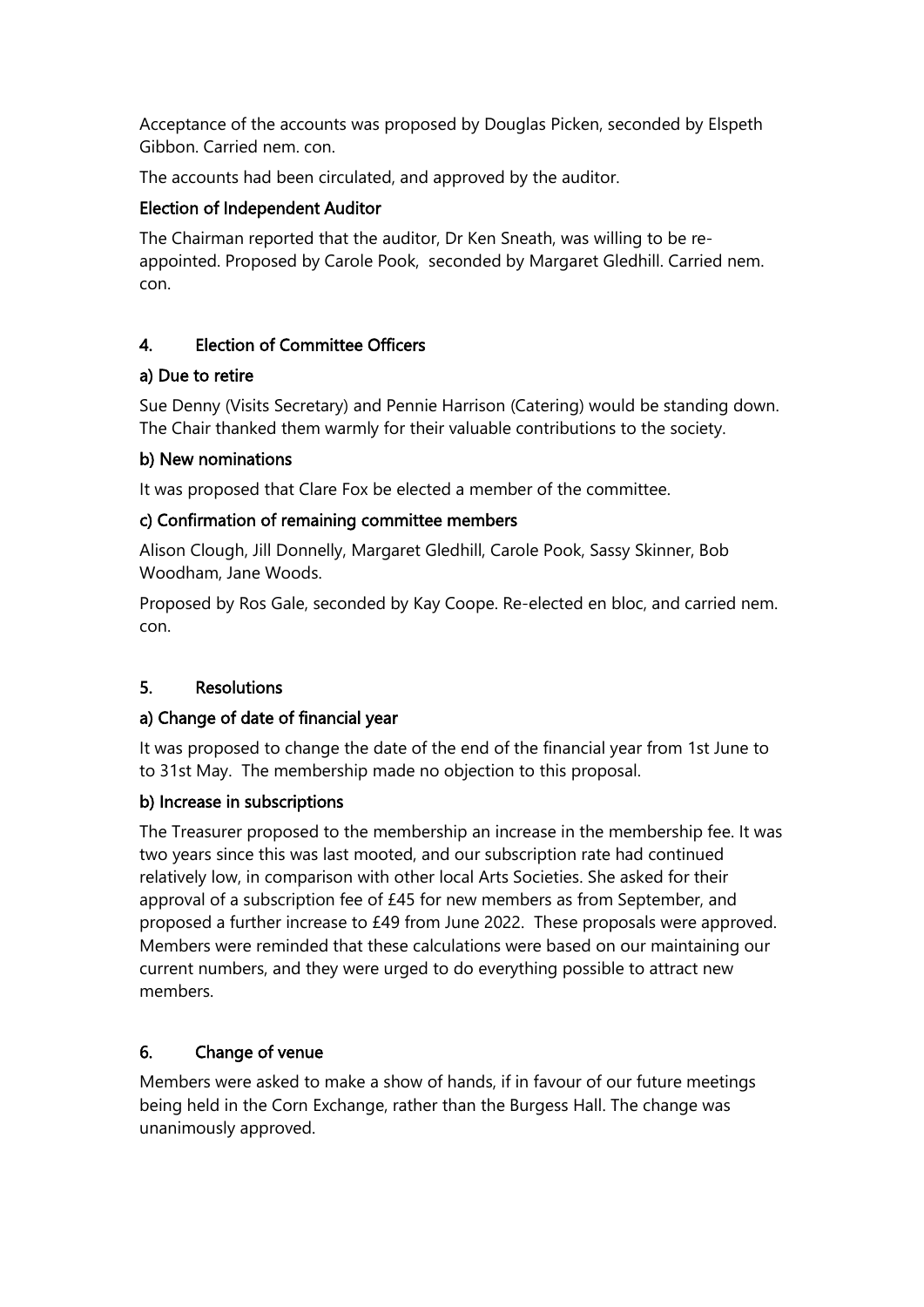Acceptance of the accounts was proposed by Douglas Picken, seconded by Elspeth Gibbon. Carried nem. con.

The accounts had been circulated, and approved by the auditor.

### Election of Independent Auditor

The Chairman reported that the auditor, Dr Ken Sneath, was willing to be re-appointed. Proposed by Carole Pook, seconded by Margaret Gledhill. Carried nem. con.

## 4. Election of Committee Officers

### a) Due to retire

Sue Denny (Visits Secretary) and Pennie Harrison (Catering) would be standing down. The Chair thanked them warmly for their valuable contributions to the society.

### b) New nominations

It was proposed that Clare Fox be elected a member of the committee.

### c) Confirmation of remaining committee members

Alison Clough, Jill Donnelly, Margaret Gledhill, Carole Pook, Sassy Skinner, Bob Woodham, Jane Woods.

Proposed by Ros Gale, seconded by Kay Coope. Re-elected en bloc, and carried nem. con.

## 5. Resolutions

### a) Change of date of financial year

It was proposed to change the date of the end of the financial year from 1st June to to 31st May. The membership made no objection to this proposal.

### b) Increase in subscriptions

The Treasurer proposed to the membership an increase in the membership fee. It was two years since this was last mooted, and our subscription rate had continued relatively low, in comparison with other local Arts Societies. She asked for their approval of a subscription fee of £45 for new members as from September, and proposed a further increase to £49 from June 2022. These proposals were approved. Members were reminded that these calculations were based on our maintaining our current numbers, and they were urged to do everything possible to attract new members.

## 6. Change of venue

Members were asked to make a show of hands, if in favour of our future meetings being held in the Corn Exchange, rather than the Burgess Hall. The change was unanimously approved.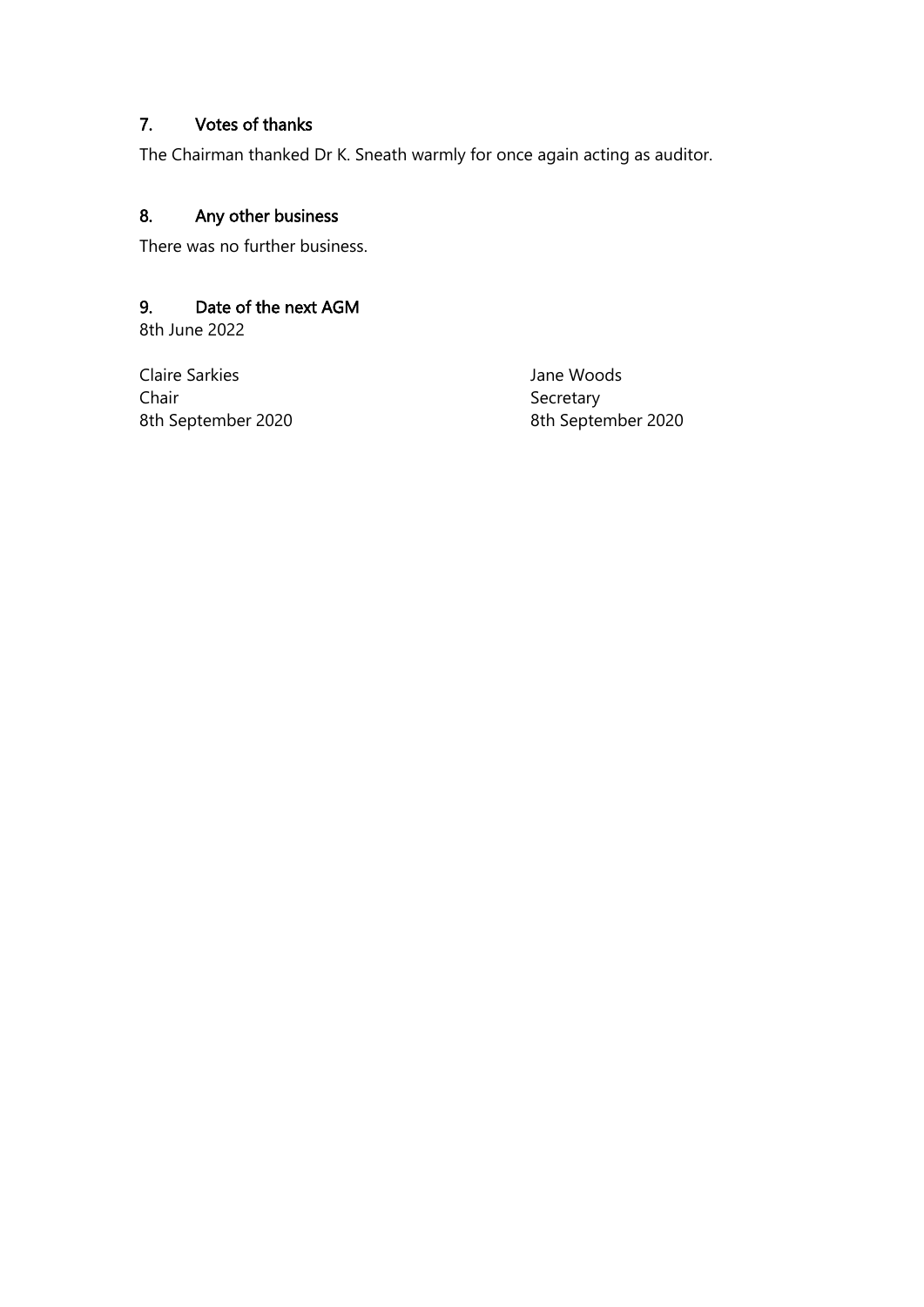## 7. Votes of thanks

The Chairman thanked Dr K. Sneath warmly for once again acting as auditor.

## 8. Any other business

There was no further business.

## 9. Date of the next AGM

8th June 2022

Claire Sarkies
Chair
8th September 2020

Jane Woods
Secretary
8th September 2020